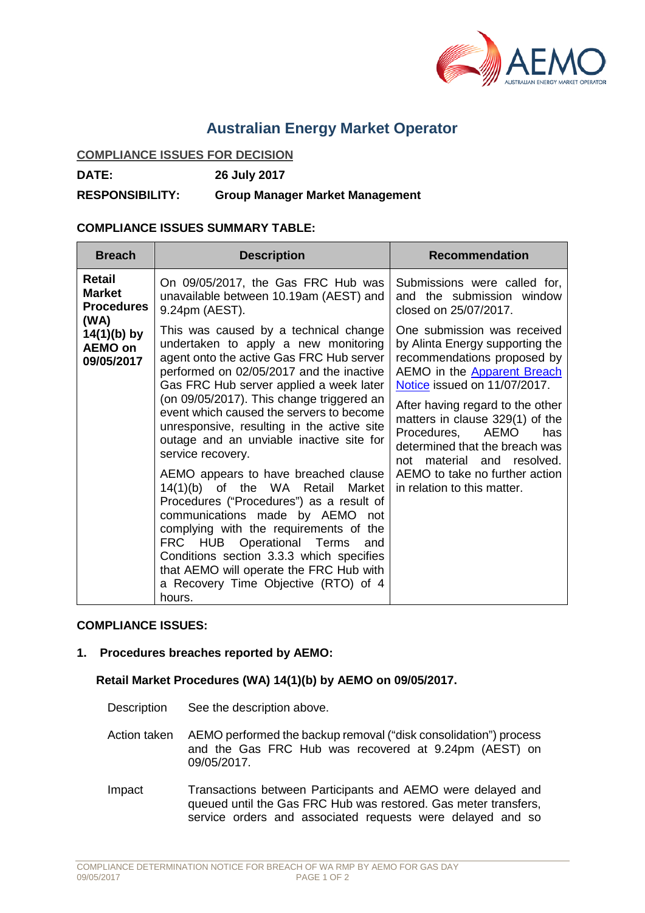# Australian Energy Market Operator

<u>COMPLIANCE ISSUES FOR DECISION</u>

**DATE:** **26 July 2017**

**RESPONSIBILITY:** **Group Manager Market Management**

**COMPLIANCE ISSUES SUMMARY TABLE:**

| Breach | Description | Recommendation |
|---|---|---|
| **Retail Market Procedures (WA) 14(1)(b) by AEMO on 09/05/2017** | On 09/05/2017, the Gas FRC Hub was unavailable between 10.19am (AEST) and 9.24pm (AEST).<br><br>This was caused by a technical change undertaken to apply a new monitoring agent onto the active Gas FRC Hub server performed on 02/05/2017 and the inactive Gas FRC Hub server applied a week later (on 09/05/2017). This change triggered an event which caused the servers to become unresponsive, resulting in the active site outage and an unviable inactive site for service recovery.<br><br>AEMO appears to have breached clause 14(1)(b) of the WA Retail Market Procedures ("Procedures") as a result of communications made by AEMO not complying with the requirements of the FRC HUB Operational Terms and Conditions section 3.3.3 which specifies that AEMO will operate the FRC Hub with a Recovery Time Objective (RTO) of 4 hours. | Submissions were called for, and the submission window closed on 25/07/2017.<br><br>One submission was received by Alinta Energy supporting the recommendations proposed by AEMO in the Apparent Breach Notice issued on 11/07/2017.<br><br>After having regard to the other matters in clause 329(1) of the Procedures, AEMO has determined that the breach was not material and resolved. AEMO to take no further action in relation to this matter. |

**COMPLIANCE ISSUES:**

**1. Procedures breaches reported by AEMO:**

**Retail Market Procedures (WA) 14(1)(b) by AEMO on 09/05/2017.**

Description: See the description above.

Action taken: AEMO performed the backup removal ("disk consolidation") process and the Gas FRC Hub was recovered at 9.24pm (AEST) on 09/05/2017.

Impact: Transactions between Participants and AEMO were delayed and queued until the Gas FRC Hub was restored. Gas meter transfers, service orders and associated requests were delayed and so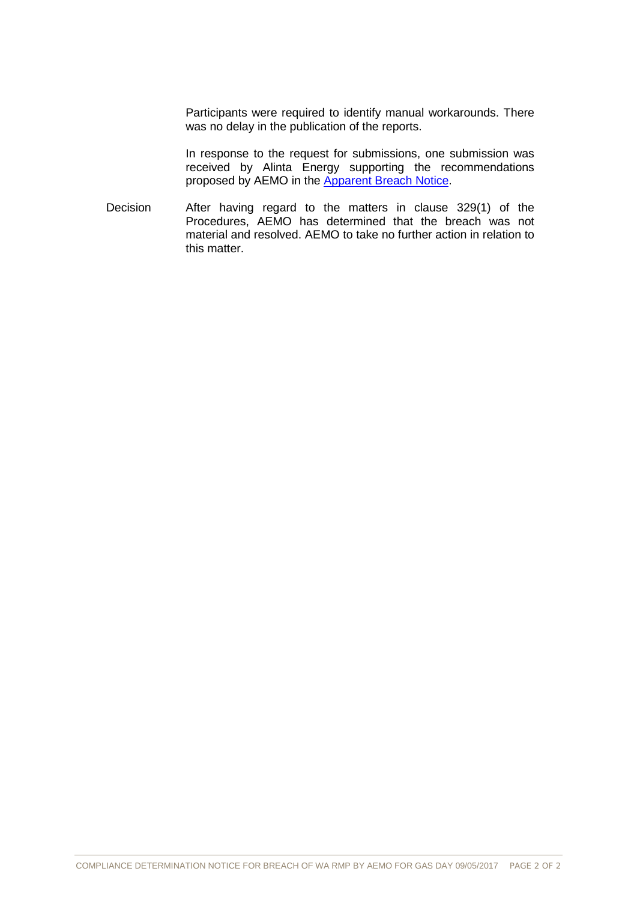| | |
|---|---|
| | Participants were required to identify manual workarounds. There was no delay in the publication of the reports.<br><br>In response to the request for submissions, one submission was received by Alinta Energy supporting the recommendations proposed by AEMO in the Apparent Breach Notice. |
| Decision | After having regard to the matters in clause 329(1) of the Procedures, AEMO has determined that the breach was not material and resolved. AEMO to take no further action in relation to this matter. |